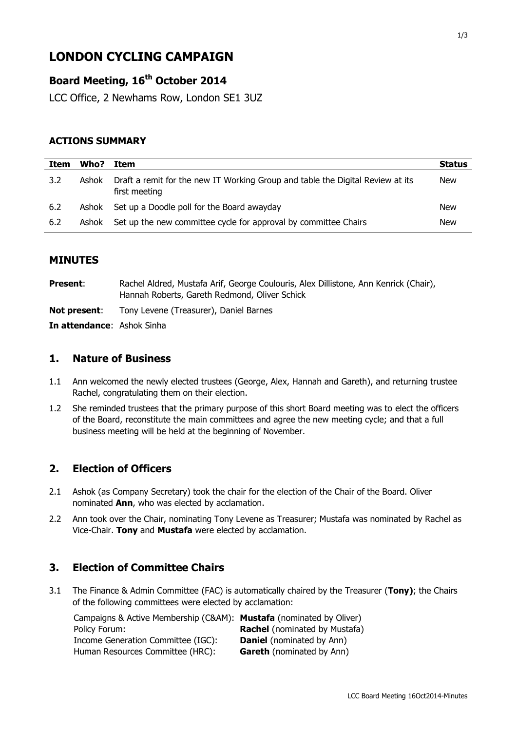# LONDON CYCLING CAMPAIGN

## Board Meeting, 16th October 2014

LCC Office, 2 Newhams Row, London SE1 3UZ

### ACTIONS SUMMARY

| Item | Who? | Item | Status |
|---|---|---|---|
| 3.2 | Ashok | Draft a remit for the new IT Working Group and table the Digital Review at its first meeting | New |
| 6.2 | Ashok | Set up a Doodle poll for the Board awayday | New |
| 6.2 | Ashok | Set up the new committee cycle for approval by committee Chairs | New |

### MINUTES

**Present**: Rachel Aldred, Mustafa Arif, George Coulouris, Alex Dillistone, Ann Kenrick (Chair), Hannah Roberts, Gareth Redmond, Oliver Schick

**Not present**: Tony Levene (Treasurer), Daniel Barnes

**In attendance**: Ashok Sinha

## 1. Nature of Business

1.1 Ann welcomed the newly elected trustees (George, Alex, Hannah and Gareth), and returning trustee Rachel, congratulating them on their election.

1.2 She reminded trustees that the primary purpose of this short Board meeting was to elect the officers of the Board, reconstitute the main committees and agree the new meeting cycle; and that a full business meeting will be held at the beginning of November.

## 2. Election of Officers

2.1 Ashok (as Company Secretary) took the chair for the election of the Chair of the Board. Oliver nominated **Ann**, who was elected by acclamation.

2.2 Ann took over the Chair, nominating Tony Levene as Treasurer; Mustafa was nominated by Rachel as Vice-Chair. **Tony** and **Mustafa** were elected by acclamation.

## 3. Election of Committee Chairs

3.1 The Finance & Admin Committee (FAC) is automatically chaired by the Treasurer (**Tony)**; the Chairs of the following committees were elected by acclamation:

Campaigns & Active Membership (C&AM): **Mustafa** (nominated by Oliver)
Policy Forum: **Rachel** (nominated by Mustafa)
Income Generation Committee (IGC): **Daniel** (nominated by Ann)
Human Resources Committee (HRC): **Gareth** (nominated by Ann)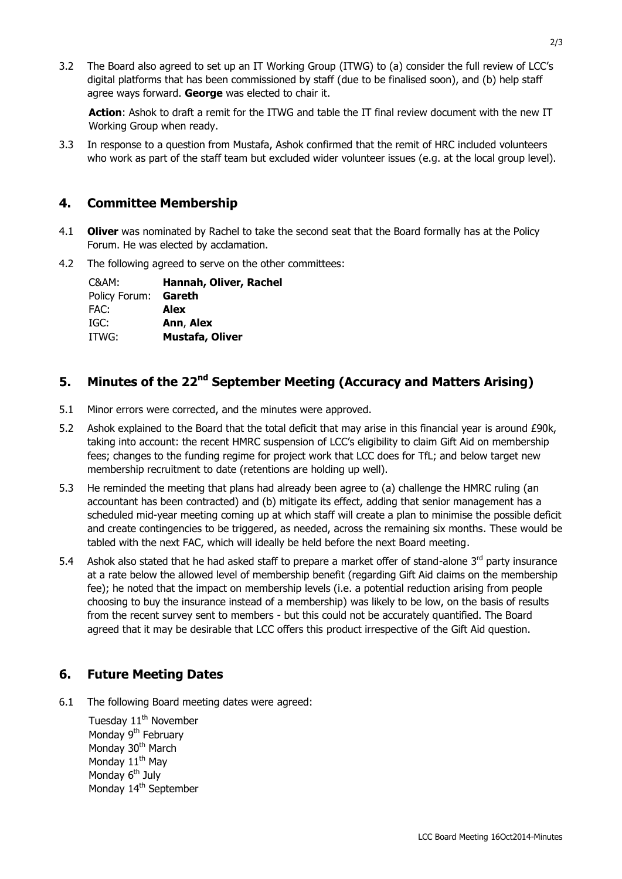3.2 The Board also agreed to set up an IT Working Group (ITWG) to (a) consider the full review of LCC's digital platforms that has been commissioned by staff (due to be finalised soon), and (b) help staff agree ways forward. **George** was elected to chair it.

**Action**: Ashok to draft a remit for the ITWG and table the IT final review document with the new IT Working Group when ready.

3.3 In response to a question from Mustafa, Ashok confirmed that the remit of HRC included volunteers who work as part of the staff team but excluded wider volunteer issues (e.g. at the local group level).

## 4. Committee Membership

4.1 **Oliver** was nominated by Rachel to take the second seat that the Board formally has at the Policy Forum. He was elected by acclamation.

4.2 The following agreed to serve on the other committees:

| | |
|---|---|
| C&AM: | **Hannah, Oliver, Rachel** |
| Policy Forum: | **Gareth** |
| FAC: | **Alex** |
| IGC: | **Ann**, **Alex** |
| ITWG: | **Mustafa, Oliver** |

## 5. Minutes of the 22nd September Meeting (Accuracy and Matters Arising)

5.1 Minor errors were corrected, and the minutes were approved.

5.2 Ashok explained to the Board that the total deficit that may arise in this financial year is around £90k, taking into account: the recent HMRC suspension of LCC's eligibility to claim Gift Aid on membership fees; changes to the funding regime for project work that LCC does for TfL; and below target new membership recruitment to date (retentions are holding up well).

5.3 He reminded the meeting that plans had already been agree to (a) challenge the HMRC ruling (an accountant has been contracted) and (b) mitigate its effect, adding that senior management has a scheduled mid-year meeting coming up at which staff will create a plan to minimise the possible deficit and create contingencies to be triggered, as needed, across the remaining six months. These would be tabled with the next FAC, which will ideally be held before the next Board meeting.

5.4 Ashok also stated that he had asked staff to prepare a market offer of stand-alone 3rd party insurance at a rate below the allowed level of membership benefit (regarding Gift Aid claims on the membership fee); he noted that the impact on membership levels (i.e. a potential reduction arising from people choosing to buy the insurance instead of a membership) was likely to be low, on the basis of results from the recent survey sent to members - but this could not be accurately quantified. The Board agreed that it may be desirable that LCC offers this product irrespective of the Gift Aid question.

## 6. Future Meeting Dates

6.1 The following Board meeting dates were agreed:

Tuesday 11th November
Monday 9th February
Monday 30th March
Monday 11th May
Monday 6th July
Monday 14th September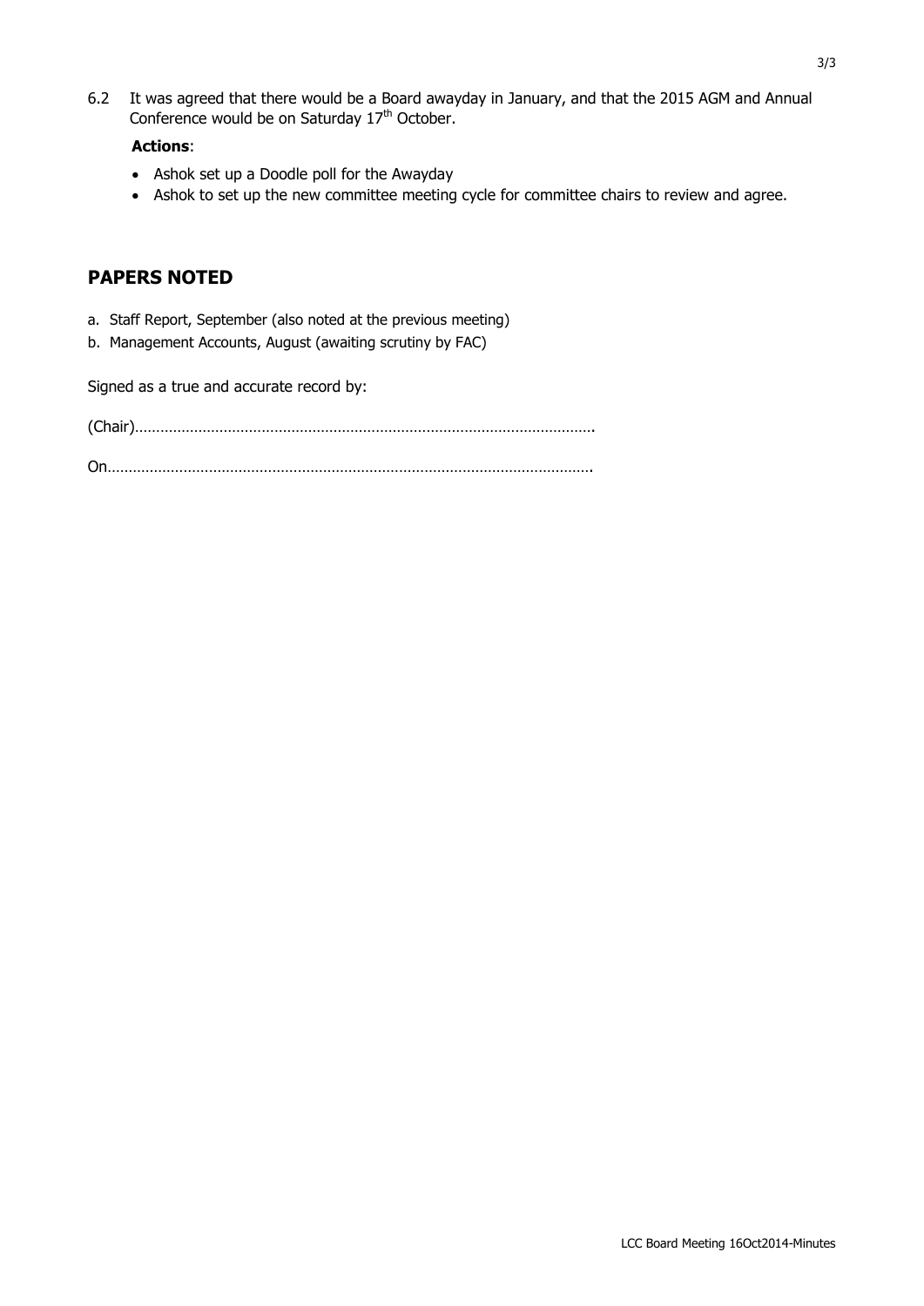6.2 It was agreed that there would be a Board awayday in January, and that the 2015 AGM and Annual Conference would be on Saturday 17th October.

**Actions**:

- Ashok set up a Doodle poll for the Awayday
- Ashok to set up the new committee meeting cycle for committee chairs to review and agree.

## PAPERS NOTED

a. Staff Report, September (also noted at the previous meeting)
b. Management Accounts, August (awaiting scrutiny by FAC)

Signed as a true and accurate record by:

(Chair)…………………………………………………………………………………………….

On…………………………………………………………………………………………………….